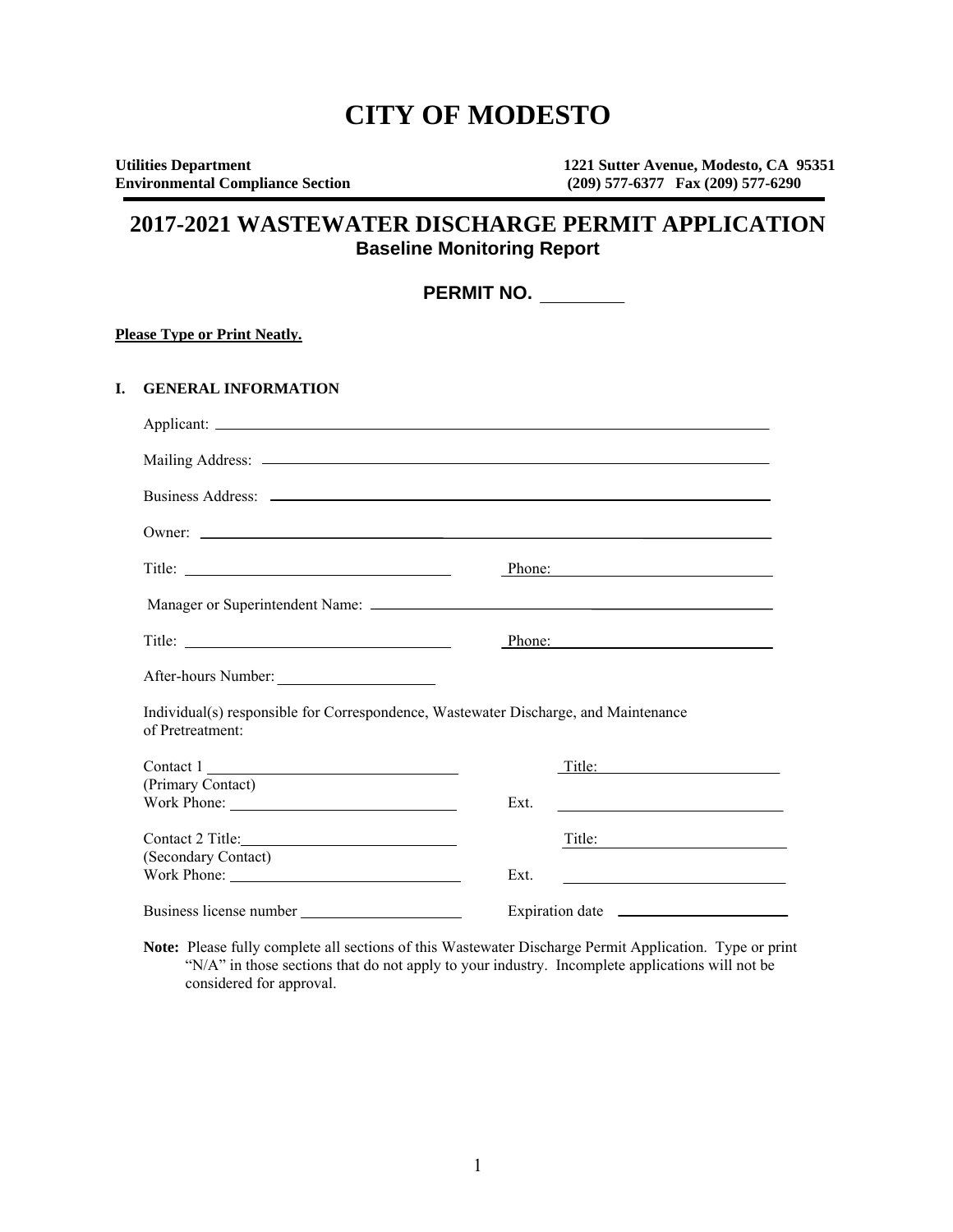# CITY OF MODESTO

**Utilities Department**
**Environmental Compliance Section**

**1221 Sutter Avenue, Modesto, CA 95351**
**(209) 577-6377 Fax (209) 577-6290**

## 2017-2021 WASTEWATER DISCHARGE PERMIT APPLICATION

### Baseline Monitoring Report

**PERMIT NO.** ________

**Please Type or Print Neatly.**

**I. GENERAL INFORMATION**

Applicant: ______________________________

Mailing Address: ______________________________

Business Address: ______________________________

Owner: ______________________________

Title: ______________________________ Phone: ______________________________

Manager or Superintendent Name: ______________________________

Title: ______________________________ Phone: ______________________________

After-hours Number: ____________________

Individual(s) responsible for Correspondence, Wastewater Discharge, and Maintenance of Pretreatment:

Contact 1 ______________________________ Title: ______________________________
(Primary Contact)
Work Phone: ______________________________ Ext. ______________________________

Contact 2 Title: ______________________________ Title: ______________________________
(Secondary Contact)
Work Phone: ______________________________ Ext. ______________________________

Business license number ____________________ Expiration date ____________________

**Note:** Please fully complete all sections of this Wastewater Discharge Permit Application. Type or print "N/A" in those sections that do not apply to your industry. Incomplete applications will not be considered for approval.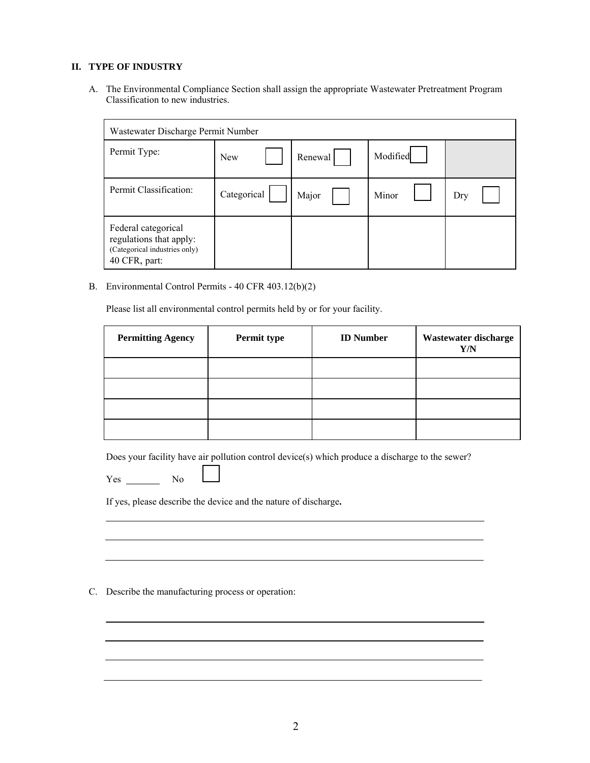## II. TYPE OF INDUSTRY

A. The Environmental Compliance Section shall assign the appropriate Wastewater Pretreatment Program Classification to new industries.

| Wastewater Discharge Permit Number | | | | |
|---|---|---|---|---|
| Permit Type: | New ☐ | Renewal ☐ | Modified ☐ | |
| Permit Classification: | Categorical ☐ | Major ☐ | Minor ☐ | Dry ☐ |
| Federal categorical regulations that apply: (Categorical industries only) 40 CFR, part: | | | | |

B. Environmental Control Permits - 40 CFR 403.12(b)(2)

Please list all environmental control permits held by or for your facility.

| Permitting Agency | Permit type | ID Number | Wastewater discharge Y/N |
|---|---|---|---|
| | | | |
| | | | |
| | | | |
| | | | |

Does your facility have air pollution control device(s) which produce a discharge to the sewer?

Yes \_\_\_\_\_\_\_ No ☐

If yes, please describe the device and the nature of discharge.

\_\_\_\_\_\_\_\_\_\_\_\_\_\_\_\_\_\_\_\_\_\_\_\_\_\_\_\_\_\_\_\_\_\_\_\_\_\_\_\_\_\_\_\_\_\_\_\_\_\_\_\_\_\_\_\_\_\_\_\_\_\_\_\_\_\_\_\_\_\_

\_\_\_\_\_\_\_\_\_\_\_\_\_\_\_\_\_\_\_\_\_\_\_\_\_\_\_\_\_\_\_\_\_\_\_\_\_\_\_\_\_\_\_\_\_\_\_\_\_\_\_\_\_\_\_\_\_\_\_\_\_\_\_\_\_\_\_\_\_\_

\_\_\_\_\_\_\_\_\_\_\_\_\_\_\_\_\_\_\_\_\_\_\_\_\_\_\_\_\_\_\_\_\_\_\_\_\_\_\_\_\_\_\_\_\_\_\_\_\_\_\_\_\_\_\_\_\_\_\_\_\_\_\_\_\_\_\_\_\_\_

C. Describe the manufacturing process or operation:

\_\_\_\_\_\_\_\_\_\_\_\_\_\_\_\_\_\_\_\_\_\_\_\_\_\_\_\_\_\_\_\_\_\_\_\_\_\_\_\_\_\_\_\_\_\_\_\_\_\_\_\_\_\_\_\_\_\_\_\_\_\_\_\_\_\_\_\_\_\_

\_\_\_\_\_\_\_\_\_\_\_\_\_\_\_\_\_\_\_\_\_\_\_\_\_\_\_\_\_\_\_\_\_\_\_\_\_\_\_\_\_\_\_\_\_\_\_\_\_\_\_\_\_\_\_\_\_\_\_\_\_\_\_\_\_\_\_\_\_\_

\_\_\_\_\_\_\_\_\_\_\_\_\_\_\_\_\_\_\_\_\_\_\_\_\_\_\_\_\_\_\_\_\_\_\_\_\_\_\_\_\_\_\_\_\_\_\_\_\_\_\_\_\_\_\_\_\_\_\_\_\_\_\_\_\_\_\_\_\_\_

\_\_\_\_\_\_\_\_\_\_\_\_\_\_\_\_\_\_\_\_\_\_\_\_\_\_\_\_\_\_\_\_\_\_\_\_\_\_\_\_\_\_\_\_\_\_\_\_\_\_\_\_\_\_\_\_\_\_\_\_\_\_\_\_\_\_\_\_\_\_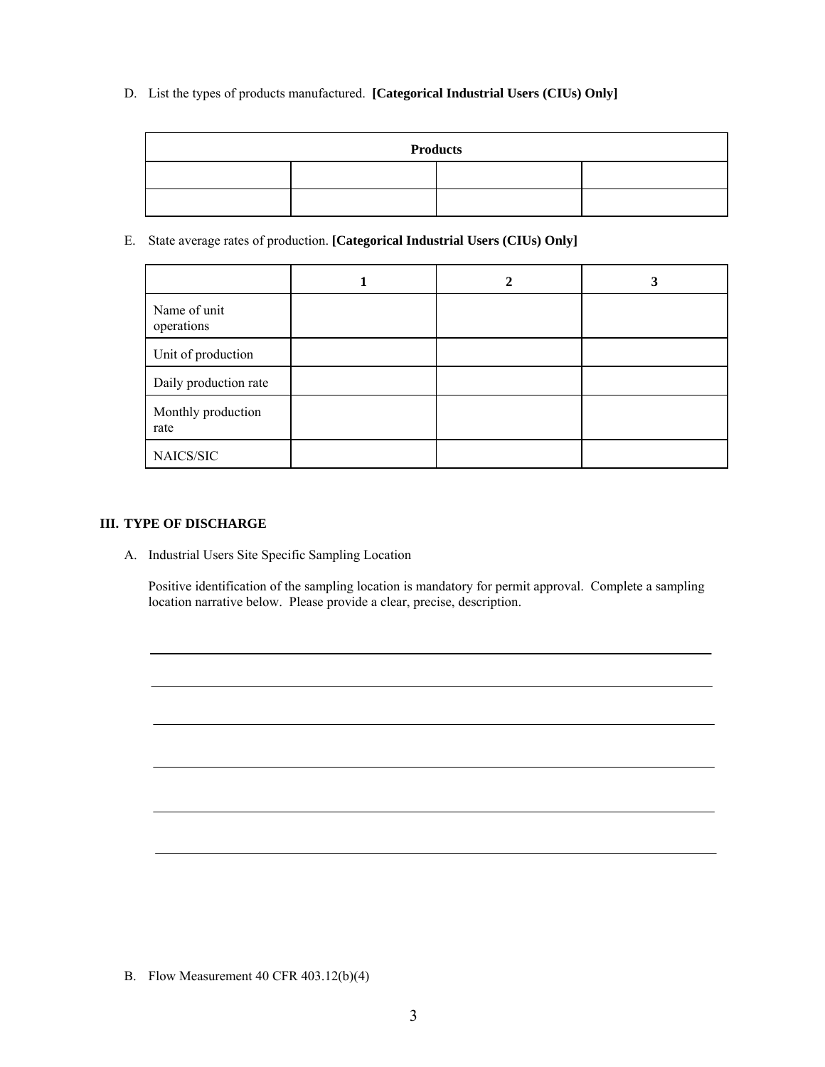D. List the types of products manufactured. **[Categorical Industrial Users (CIUs) Only]**

| **Products** | | | |
|---|---|---|---|
| | | | |
| | | | |

E. State average rates of production. **[Categorical Industrial Users (CIUs) Only]**

| | **1** | **2** | **3** |
|---|---|---|---|
| Name of unit operations | | | |
| Unit of production | | | |
| Daily production rate | | | |
| Monthly production rate | | | |
| NAICS/SIC | | | |

## III. TYPE OF DISCHARGE

A. Industrial Users Site Specific Sampling Location

Positive identification of the sampling location is mandatory for permit approval. Complete a sampling location narrative below. Please provide a clear, precise, description.

\_\_\_\_\_\_\_\_\_\_\_\_\_\_\_\_\_\_\_\_\_\_\_\_\_\_\_\_\_\_\_\_\_\_\_\_\_\_\_\_\_\_\_\_\_\_\_\_\_\_\_\_\_\_\_\_\_\_\_\_\_\_\_\_\_\_\_\_\_\_\_\_

\_\_\_\_\_\_\_\_\_\_\_\_\_\_\_\_\_\_\_\_\_\_\_\_\_\_\_\_\_\_\_\_\_\_\_\_\_\_\_\_\_\_\_\_\_\_\_\_\_\_\_\_\_\_\_\_\_\_\_\_\_\_\_\_\_\_\_\_\_\_\_\_

\_\_\_\_\_\_\_\_\_\_\_\_\_\_\_\_\_\_\_\_\_\_\_\_\_\_\_\_\_\_\_\_\_\_\_\_\_\_\_\_\_\_\_\_\_\_\_\_\_\_\_\_\_\_\_\_\_\_\_\_\_\_\_\_\_\_\_\_\_\_\_\_

\_\_\_\_\_\_\_\_\_\_\_\_\_\_\_\_\_\_\_\_\_\_\_\_\_\_\_\_\_\_\_\_\_\_\_\_\_\_\_\_\_\_\_\_\_\_\_\_\_\_\_\_\_\_\_\_\_\_\_\_\_\_\_\_\_\_\_\_\_\_\_\_

\_\_\_\_\_\_\_\_\_\_\_\_\_\_\_\_\_\_\_\_\_\_\_\_\_\_\_\_\_\_\_\_\_\_\_\_\_\_\_\_\_\_\_\_\_\_\_\_\_\_\_\_\_\_\_\_\_\_\_\_\_\_\_\_\_\_\_\_\_\_\_\_

\_\_\_\_\_\_\_\_\_\_\_\_\_\_\_\_\_\_\_\_\_\_\_\_\_\_\_\_\_\_\_\_\_\_\_\_\_\_\_\_\_\_\_\_\_\_\_\_\_\_\_\_\_\_\_\_\_\_\_\_\_\_\_\_\_\_\_\_\_\_\_\_

B. Flow Measurement 40 CFR 403.12(b)(4)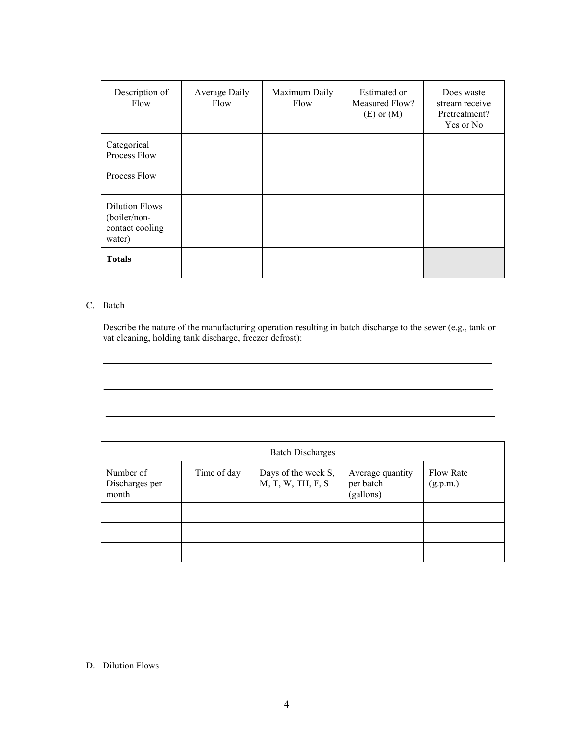| Description of Flow | Average Daily Flow | Maximum Daily Flow | Estimated or Measured Flow? (E) or (M) | Does waste stream receive Pretreatment? Yes or No |
|---|---|---|---|---|
| Categorical Process Flow | | | | |
| Process Flow | | | | |
| Dilution Flows (boiler/non-contact cooling water) | | | | |
| **Totals** | | | | |

C. Batch

Describe the nature of the manufacturing operation resulting in batch discharge to the sewer (e.g., tank or vat cleaning, holding tank discharge, freezer defrost):

\_\_\_\_\_\_\_\_\_\_\_\_\_\_\_\_\_\_\_\_\_\_\_\_\_\_\_\_\_\_\_\_\_\_\_\_\_\_\_\_\_\_\_\_\_\_\_\_\_\_\_\_\_\_\_\_\_\_\_\_\_\_\_\_\_\_\_\_\_\_\_\_\_\_\_\_

\_\_\_\_\_\_\_\_\_\_\_\_\_\_\_\_\_\_\_\_\_\_\_\_\_\_\_\_\_\_\_\_\_\_\_\_\_\_\_\_\_\_\_\_\_\_\_\_\_\_\_\_\_\_\_\_\_\_\_\_\_\_\_\_\_\_\_\_\_\_\_\_\_\_\_\_

\_\_\_\_\_\_\_\_\_\_\_\_\_\_\_\_\_\_\_\_\_\_\_\_\_\_\_\_\_\_\_\_\_\_\_\_\_\_\_\_\_\_\_\_\_\_\_\_\_\_\_\_\_\_\_\_\_\_\_\_\_\_\_\_\_\_\_\_\_\_\_\_\_\_\_\_

| Batch Discharges | | | | |
|---|---|---|---|---|
| Number of Discharges per month | Time of day | Days of the week S, M, T, W, TH, F, S | Average quantity per batch (gallons) | Flow Rate (g.p.m.) |
| | | | | |
| | | | | |
| | | | | |

D. Dilution Flows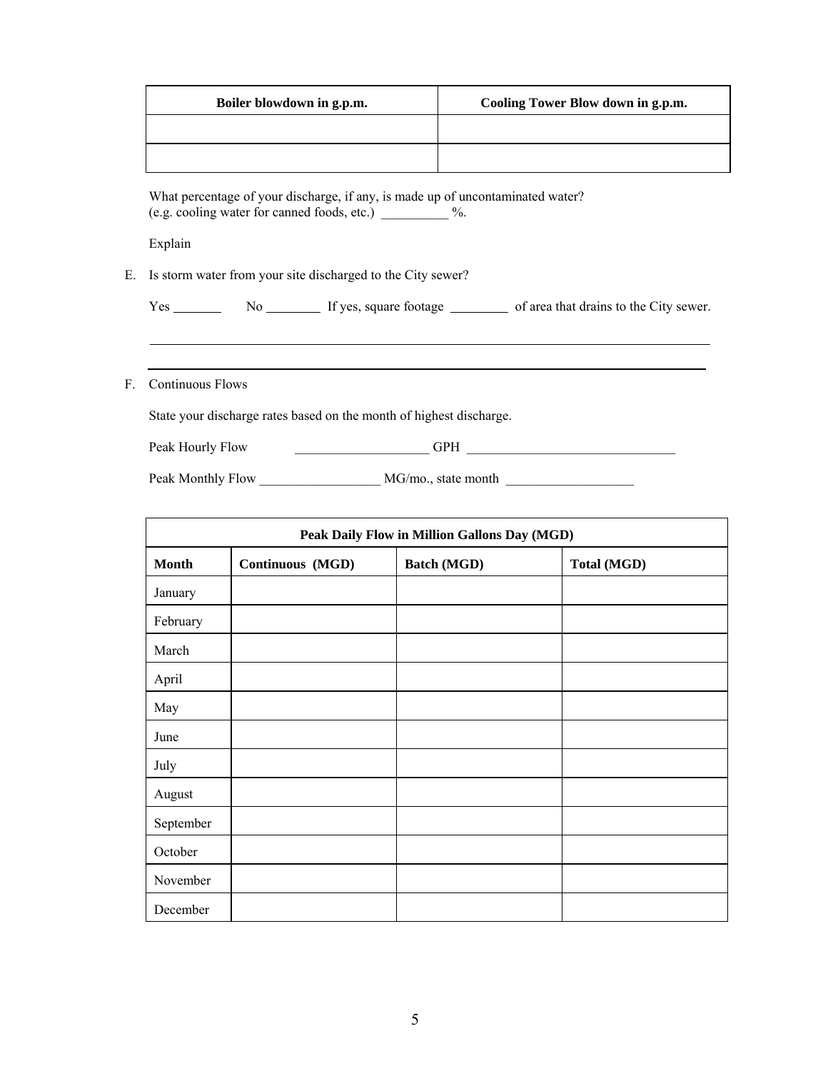| Boiler blowdown in g.p.m. | Cooling Tower Blow down in g.p.m. |
| --- | --- |
| | |
| | |

What percentage of your discharge, if any, is made up of uncontaminated water?
(e.g. cooling water for canned foods, etc.) __________ %.

Explain

E. Is storm water from your site discharged to the City sewer?

Yes _______ No ________ If yes, square footage _________ of area that drains to the City sewer.

______________________________________________________________________________

______________________________________________________________________________

F. Continuous Flows

State your discharge rates based on the month of highest discharge.

Peak Hourly Flow ____________________ GPH ________________________________

Peak Monthly Flow __________________ MG/mo., state month ___________________

| Peak Daily Flow in Million Gallons Day (MGD) | | | |
| --- | --- | --- | --- |
| **Month** | **Continuous (MGD)** | **Batch (MGD)** | **Total (MGD)** |
| January | | | |
| February | | | |
| March | | | |
| April | | | |
| May | | | |
| June | | | |
| July | | | |
| August | | | |
| September | | | |
| October | | | |
| November | | | |
| December | | | |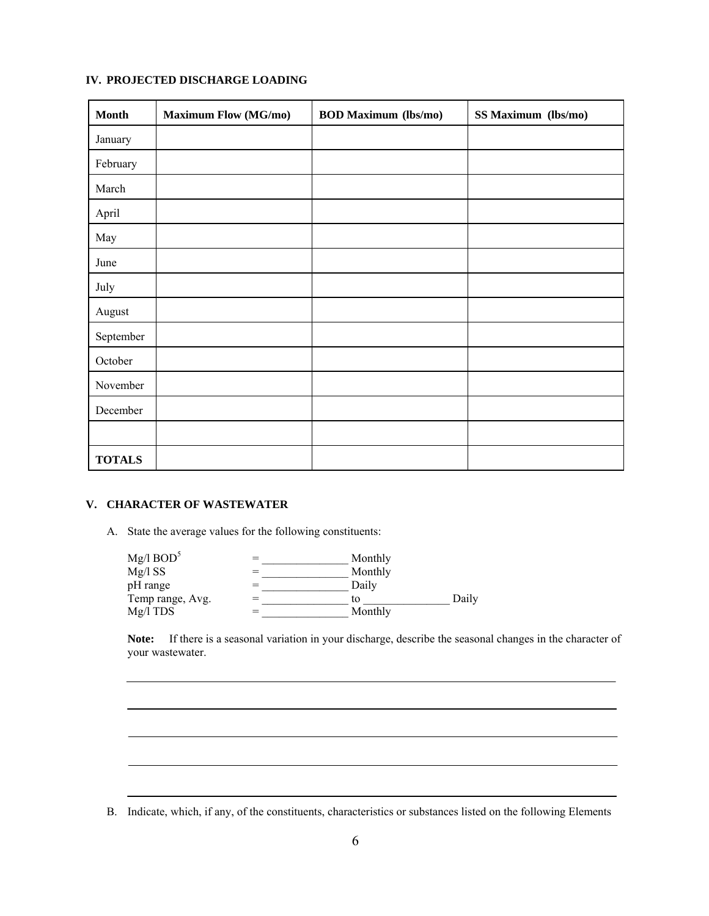### IV. PROJECTED DISCHARGE LOADING

| Month | Maximum Flow (MG/mo) | BOD Maximum (lbs/mo) | SS Maximum (lbs/mo) |
|---|---|---|---|
| January | | | |
| February | | | |
| March | | | |
| April | | | |
| May | | | |
| June | | | |
| July | | | |
| August | | | |
| September | | | |
| October | | | |
| November | | | |
| December | | | |
| | | | |
| **TOTALS** | | | |

### V. CHARACTER OF WASTEWATER

A. State the average values for the following constituents:

Mg/l $BOD^5$ = _______________ Monthly
Mg/l SS = _______________ Monthly
pH range = _______________ Daily
Temp range, Avg. = _______________ to _______________ Daily
Mg/l TDS = _______________ Monthly

**Note:** If there is a seasonal variation in your discharge, describe the seasonal changes in the character of your wastewater.

_______________________________________________________________________________

_______________________________________________________________________________

_______________________________________________________________________________

_______________________________________________________________________________

_______________________________________________________________________________

B. Indicate, which, if any, of the constituents, characteristics or substances listed on the following Elements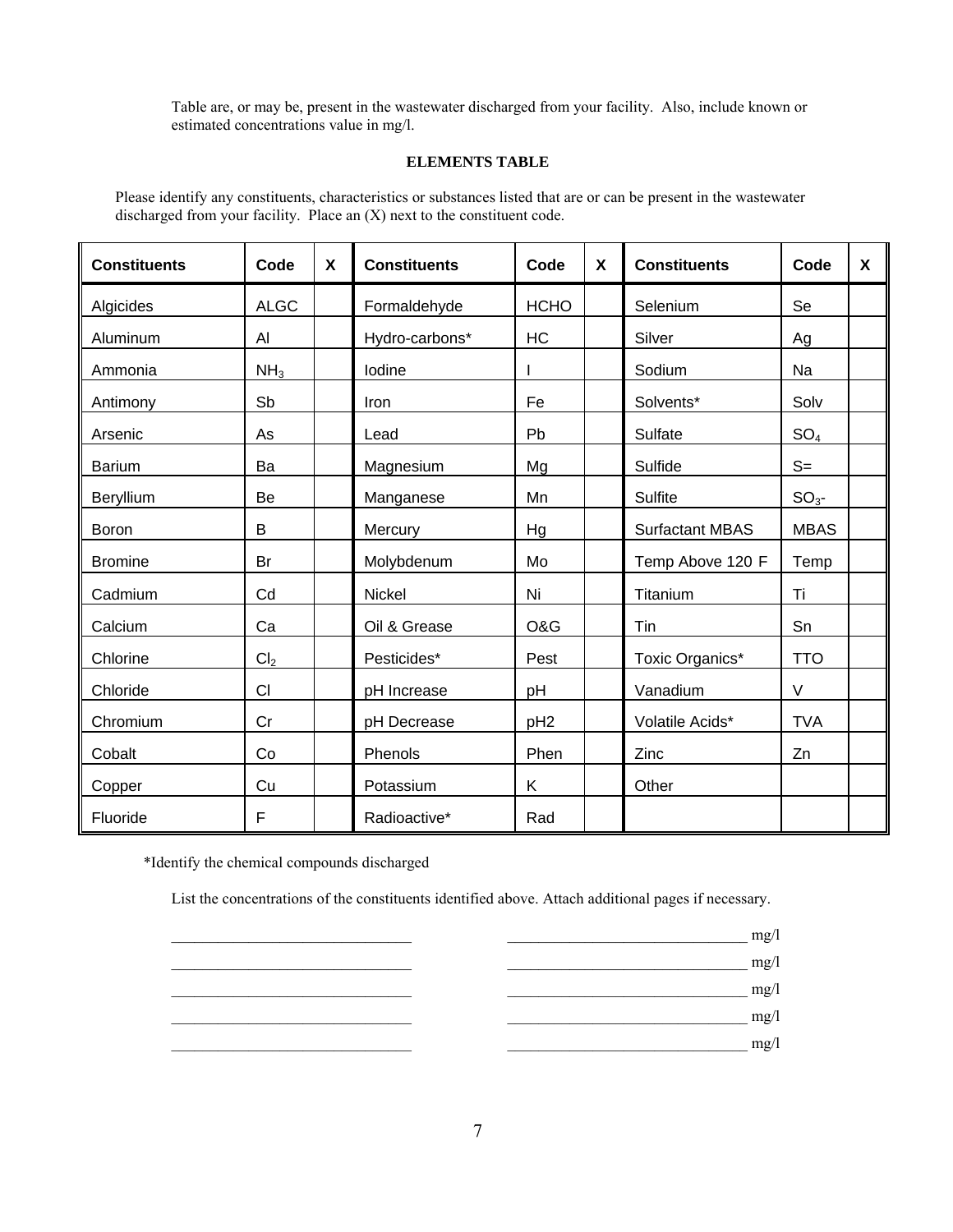Table are, or may be, present in the wastewater discharged from your facility. Also, include known or estimated concentrations value in mg/l.

**ELEMENTS TABLE**

Please identify any constituents, characteristics or substances listed that are or can be present in the wastewater discharged from your facility. Place an (X) next to the constituent code.

| Constituents | Code | X | Constituents | Code | X | Constituents | Code | X |
|---|---|---|---|---|---|---|---|---|
| Algicides | ALGC | | Formaldehyde | HCHO | | Selenium | Se | |
| Aluminum | Al | | Hydro-carbons* | HC | | Silver | Ag | |
| Ammonia | $NH_3$ | | Iodine | I | | Sodium | Na | |
| Antimony | Sb | | Iron | Fe | | Solvents* | Solv | |
| Arsenic | As | | Lead | Pb | | Sulfate | $SO_4$ | |
| Barium | Ba | | Magnesium | Mg | | Sulfide | S= | |
| Beryllium | Be | | Manganese | Mn | | Sulfite | $SO_3$- | |
| Boron | B | | Mercury | Hg | | Surfactant MBAS | MBAS | |
| Bromine | Br | | Molybdenum | Mo | | Temp Above 120 F | Temp | |
| Cadmium | Cd | | Nickel | Ni | | Titanium | Ti | |
| Calcium | Ca | | Oil & Grease | O&G | | Tin | Sn | |
| Chlorine | $Cl_2$ | | Pesticides* | Pest | | Toxic Organics* | TTO | |
| Chloride | Cl | | pH Increase | pH | | Vanadium | V | |
| Chromium | Cr | | pH Decrease | pH2 | | Volatile Acids* | TVA | |
| Cobalt | Co | | Phenols | Phen | | Zinc | Zn | |
| Copper | Cu | | Potassium | K | | Other | | |
| Fluoride | F | | Radioactive* | Rad | | | | |

*Identify the chemical compounds discharged

List the concentrations of the constituents identified above. Attach additional pages if necessary.

_______________________________ _______________________________ mg/l

_______________________________ _______________________________ mg/l

_______________________________ _______________________________ mg/l

_______________________________ _______________________________ mg/l

_______________________________ _______________________________ mg/l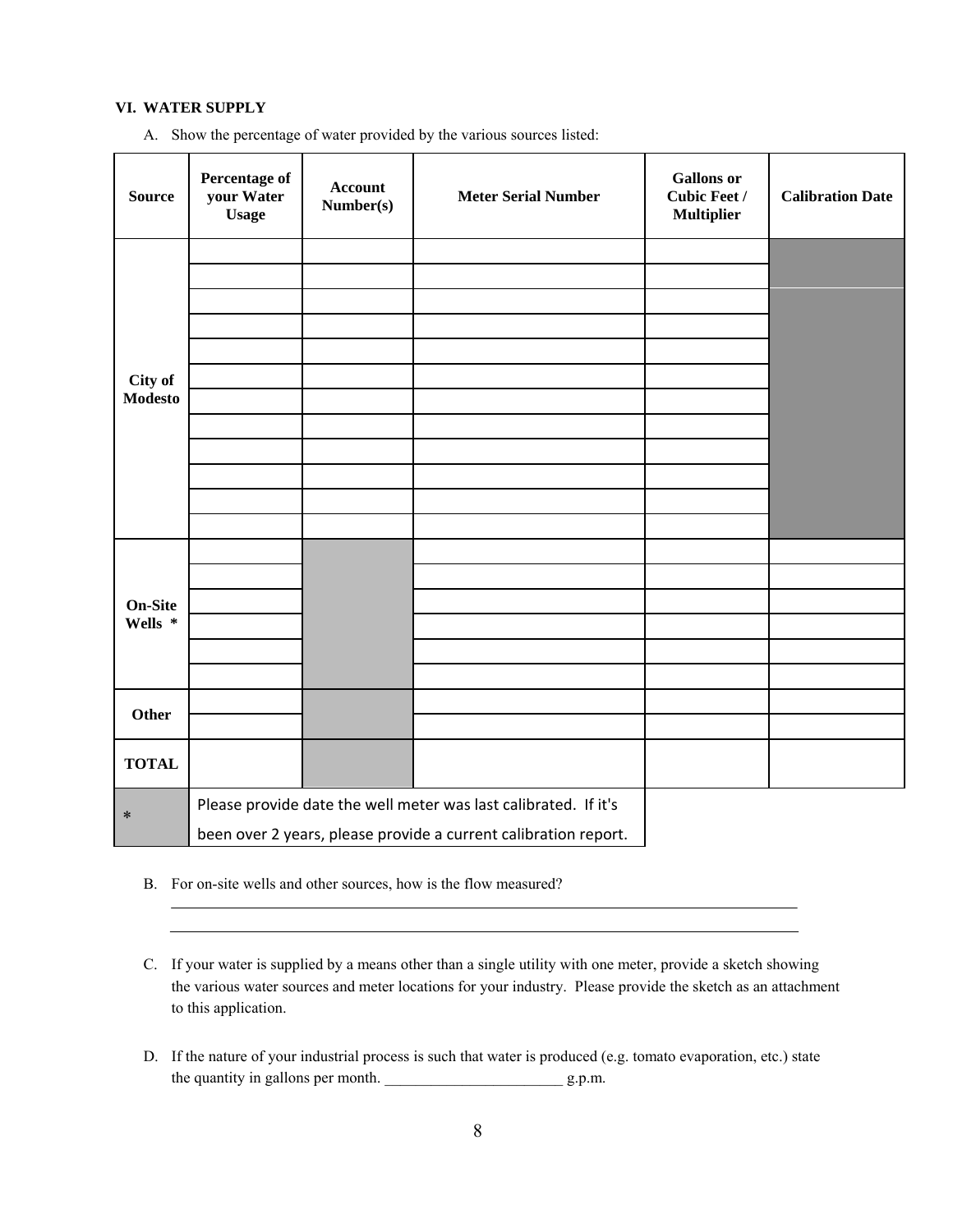**VI. WATER SUPPLY**

A. Show the percentage of water provided by the various sources listed:

| Source | Percentage of your Water Usage | Account Number(s) | Meter Serial Number | Gallons or Cubic Feet / Multiplier | Calibration Date |
|---|---|---|---|---|---|
| City of Modesto | | | | | |
| | | | | | |
| | | | | | |
| | | | | | |
| | | | | | |
| | | | | | |
| | | | | | |
| | | | | | |
| | | | | | |
| | | | | | |
| | | | | | |
| | | | | | |
| On-Site Wells * | | | | | |
| | | | | | |
| | | | | | |
| | | | | | |
| | | | | | |
| | | | | | |
| Other | | | | | |
| | | | | | |
| TOTAL | | | | | |

\* Please provide date the well meter was last calibrated. If it's been over 2 years, please provide a current calibration report.

B. For on-site wells and other sources, how is the flow measured?

______________________________________________________________________________

______________________________________________________________________________

C. If your water is supplied by a means other than a single utility with one meter, provide a sketch showing the various water sources and meter locations for your industry. Please provide the sketch as an attachment to this application.

D. If the nature of your industrial process is such that water is produced (e.g. tomato evaporation, etc.) state the quantity in gallons per month. _______________________ g.p.m.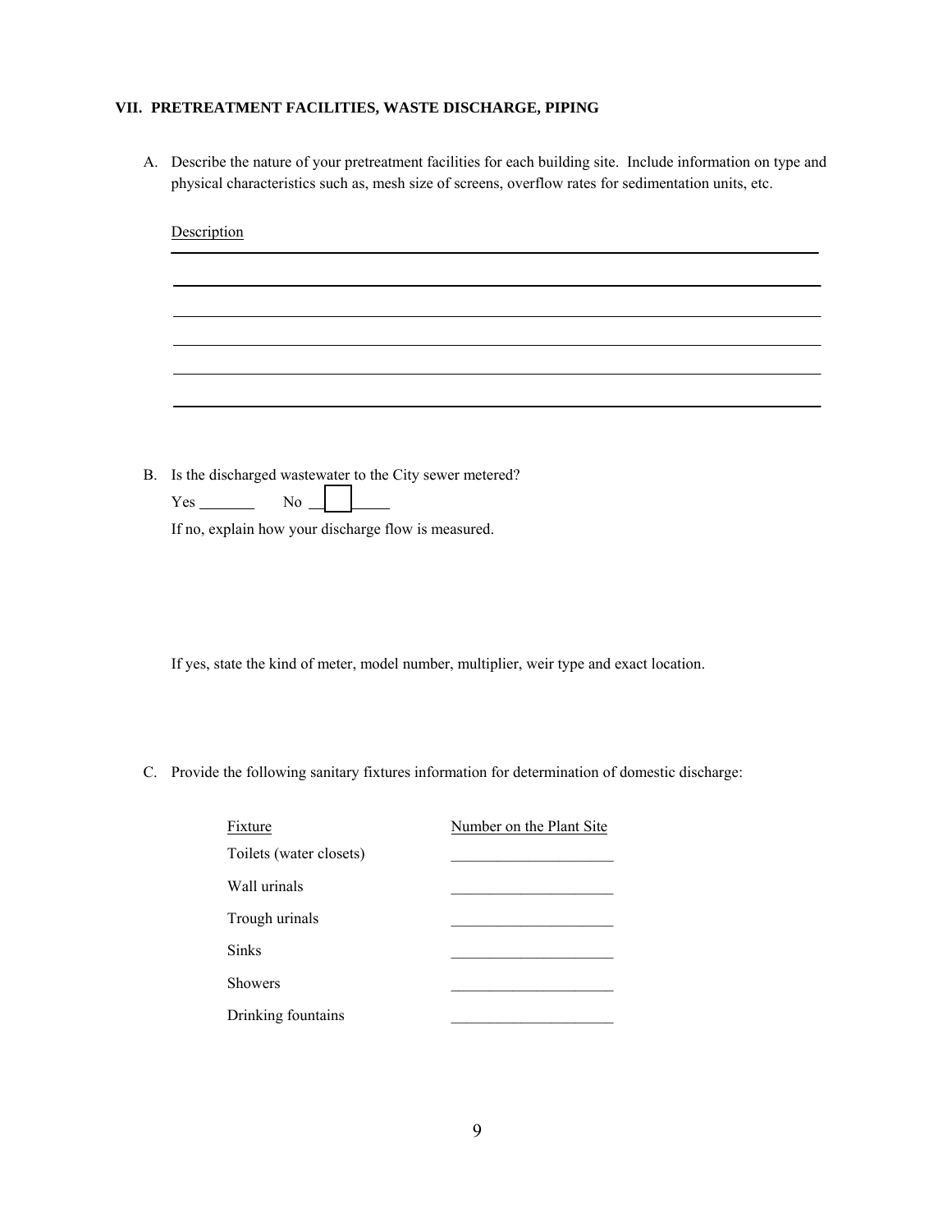## VII. PRETREATMENT FACILITIES, WASTE DISCHARGE, PIPING

A. Describe the nature of your pretreatment facilities for each building site. Include information on type and physical characteristics such as, mesh size of screens, overflow rates for sedimentation units, etc.

Description

______________________________________________________________________

______________________________________________________________________

______________________________________________________________________

______________________________________________________________________

______________________________________________________________________

______________________________________________________________________

B. Is the discharged wastewater to the City sewer metered?

Yes ________ No ☐

If no, explain how your discharge flow is measured.

If yes, state the kind of meter, model number, multiplier, weir type and exact location.

C. Provide the following sanitary fixtures information for determination of domestic discharge:

| Fixture | Number on the Plant Site |
|---|---|
| Toilets (water closets) | ____________________ |
| Wall urinals | ____________________ |
| Trough urinals | ____________________ |
| Sinks | ____________________ |
| Showers | ____________________ |
| Drinking fountains | ____________________ |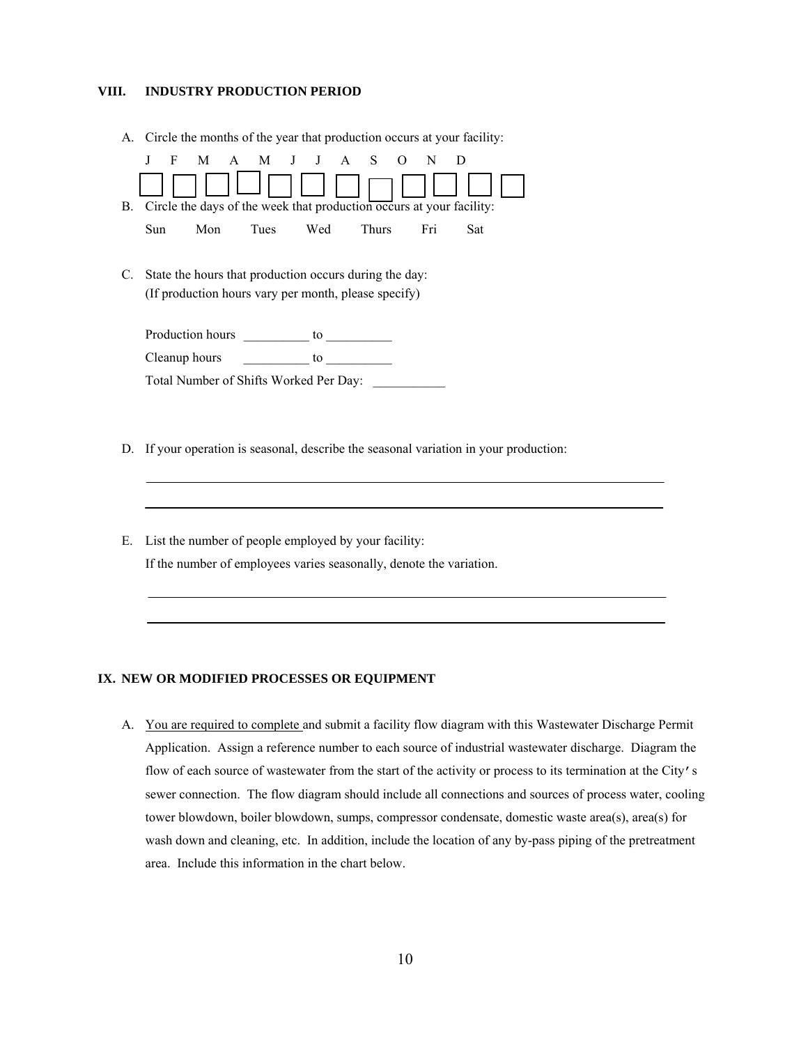### VIII. INDUSTRY PRODUCTION PERIOD

A. Circle the months of the year that production occurs at your facility:

J F M A M J J A S O N D

☐ ☐ ☐ ☐ ☐ ☐ ☐ ☐ ☐ ☐ ☐ ☐

B. Circle the days of the week that production occurs at your facility:

Sun Mon Tues Wed Thurs Fri Sat

C. State the hours that production occurs during the day:
(If production hours vary per month, please specify)

Production hours __________ to __________

Cleanup hours __________ to __________

Total Number of Shifts Worked Per Day: ___________

D. If your operation is seasonal, describe the seasonal variation in your production:

______________________________________________________________________________

______________________________________________________________________________

E. List the number of people employed by your facility:
If the number of employees varies seasonally, denote the variation.

______________________________________________________________________________

______________________________________________________________________________

### IX. NEW OR MODIFIED PROCESSES OR EQUIPMENT

A. <u>You are required to complete</u> and submit a facility flow diagram with this Wastewater Discharge Permit Application. Assign a reference number to each source of industrial wastewater discharge. Diagram the flow of each source of wastewater from the start of the activity or process to its termination at the City's sewer connection. The flow diagram should include all connections and sources of process water, cooling tower blowdown, boiler blowdown, sumps, compressor condensate, domestic waste area(s), area(s) for wash down and cleaning, etc. In addition, include the location of any by-pass piping of the pretreatment area. Include this information in the chart below.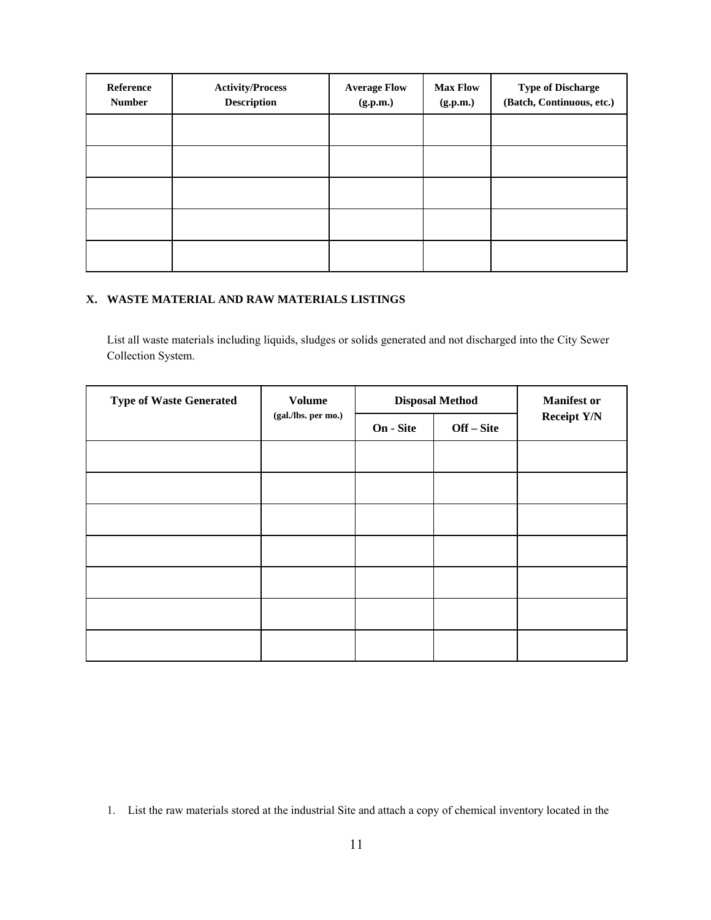| Reference Number | Activity/Process Description | Average Flow (g.p.m.) | Max Flow (g.p.m.) | Type of Discharge (Batch, Continuous, etc.) |
|---|---|---|---|---|
| | | | | |
| | | | | |
| | | | | |
| | | | | |
| | | | | |

## X. WASTE MATERIAL AND RAW MATERIALS LISTINGS

List all waste materials including liquids, sludges or solids generated and not discharged into the City Sewer Collection System.

| Type of Waste Generated | Volume (gal./lbs. per mo.) | Disposal Method | | Manifest or Receipt Y/N |
|---|---|---|---|---|
| | | On - Site | Off – Site | |
| | | | | |
| | | | | |
| | | | | |
| | | | | |
| | | | | |
| | | | | |
| | | | | |

1. List the raw materials stored at the industrial Site and attach a copy of chemical inventory located in the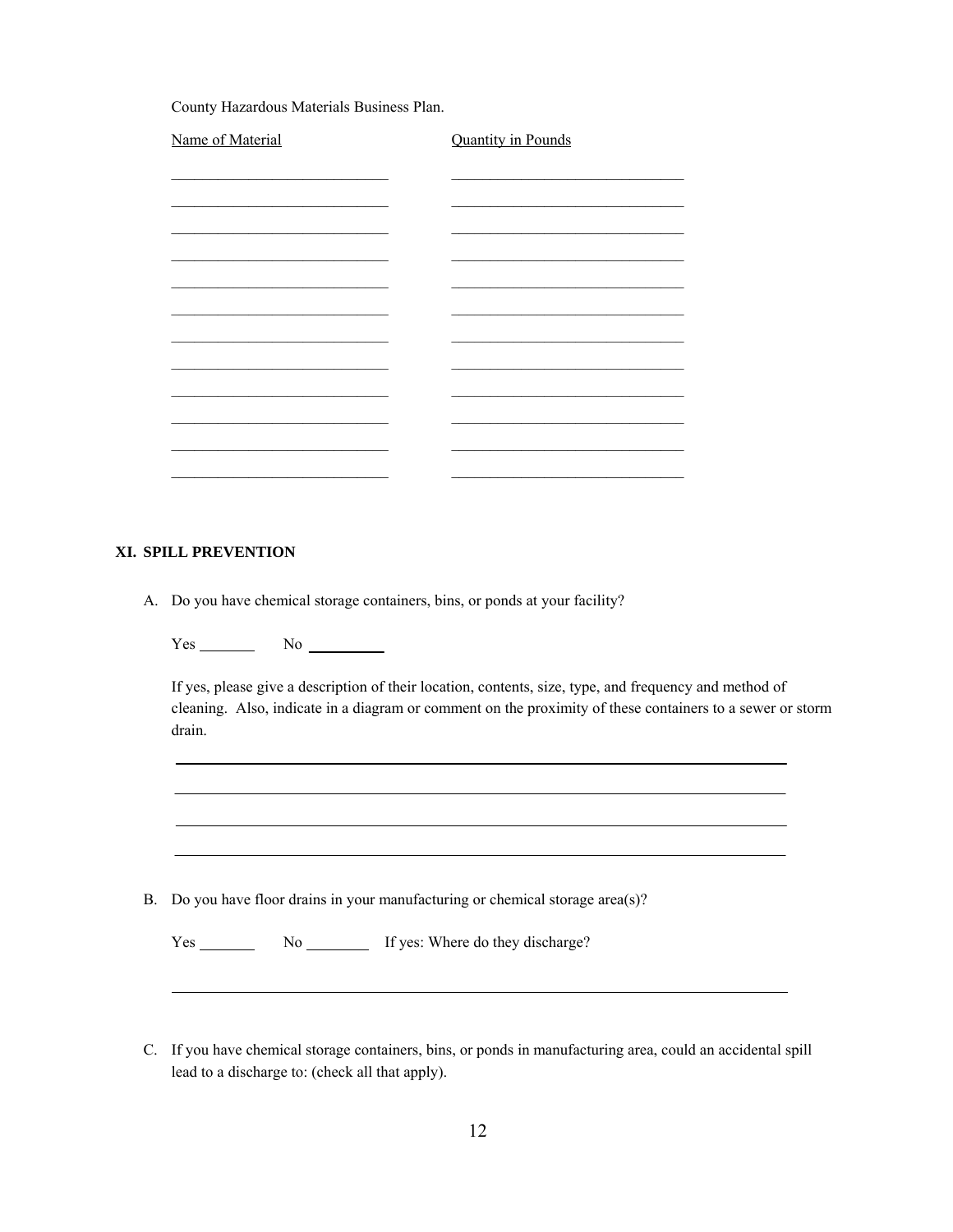County Hazardous Materials Business Plan.

| Name of Material | Quantity in Pounds |
|---|---|
| | |
| | |
| | |
| | |
| | |
| | |
| | |
| | |
| | |
| | |
| | |
| | |

## XI. SPILL PREVENTION

A. Do you have chemical storage containers, bins, or ponds at your facility?

Yes _______ No _________

If yes, please give a description of their location, contents, size, type, and frequency and method of cleaning. Also, indicate in a diagram or comment on the proximity of these containers to a sewer or storm drain.

_______________________________________________________________________________

_______________________________________________________________________________

_______________________________________________________________________________

_______________________________________________________________________________

B. Do you have floor drains in your manufacturing or chemical storage area(s)?

Yes _______ No ________ If yes: Where do they discharge?

_______________________________________________________________________________

C. If you have chemical storage containers, bins, or ponds in manufacturing area, could an accidental spill lead to a discharge to: (check all that apply).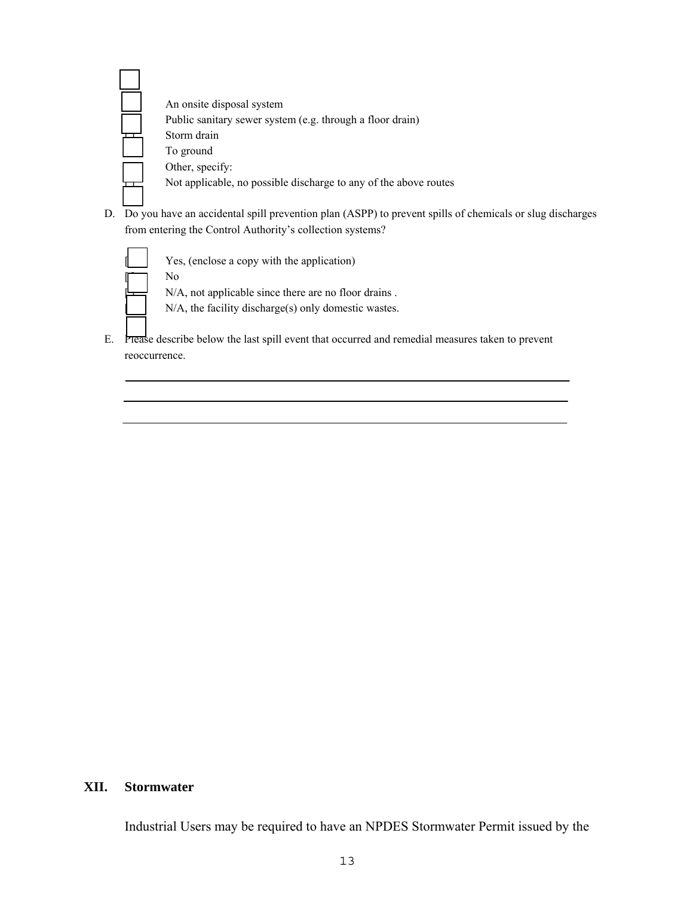- ☐ An onsite disposal system
- ☐ Public sanitary sewer system (e.g. through a floor drain)
- ☐ Storm drain
- ☐ To ground
- ☐ Other, specify:
- ☐ Not applicable, no possible discharge to any of the above routes

D. Do you have an accidental spill prevention plan (ASPP) to prevent spills of chemicals or slug discharges from entering the Control Authority's collection systems?

- ☐ Yes, (enclose a copy with the application)
- ☐ No
- ☐ N/A, not applicable since there are no floor drains .
- ☐ N/A, the facility discharge(s) only domestic wastes.

E. Please describe below the last spill event that occurred and remedial measures taken to prevent reoccurrence.

\_\_\_\_\_\_\_\_\_\_\_\_\_\_\_\_\_\_\_\_\_\_\_\_\_\_\_\_\_\_\_\_\_\_\_\_\_\_\_\_\_\_\_\_\_\_\_\_\_\_\_\_\_\_\_\_\_\_\_\_\_\_\_\_\_\_\_\_\_\_\_\_

\_\_\_\_\_\_\_\_\_\_\_\_\_\_\_\_\_\_\_\_\_\_\_\_\_\_\_\_\_\_\_\_\_\_\_\_\_\_\_\_\_\_\_\_\_\_\_\_\_\_\_\_\_\_\_\_\_\_\_\_\_\_\_\_\_\_\_\_\_\_\_\_

\_\_\_\_\_\_\_\_\_\_\_\_\_\_\_\_\_\_\_\_\_\_\_\_\_\_\_\_\_\_\_\_\_\_\_\_\_\_\_\_\_\_\_\_\_\_\_\_\_\_\_\_\_\_\_\_\_\_\_\_\_\_\_\_\_\_\_\_\_\_\_\_

## XII. Stormwater

Industrial Users may be required to have an NPDES Stormwater Permit issued by the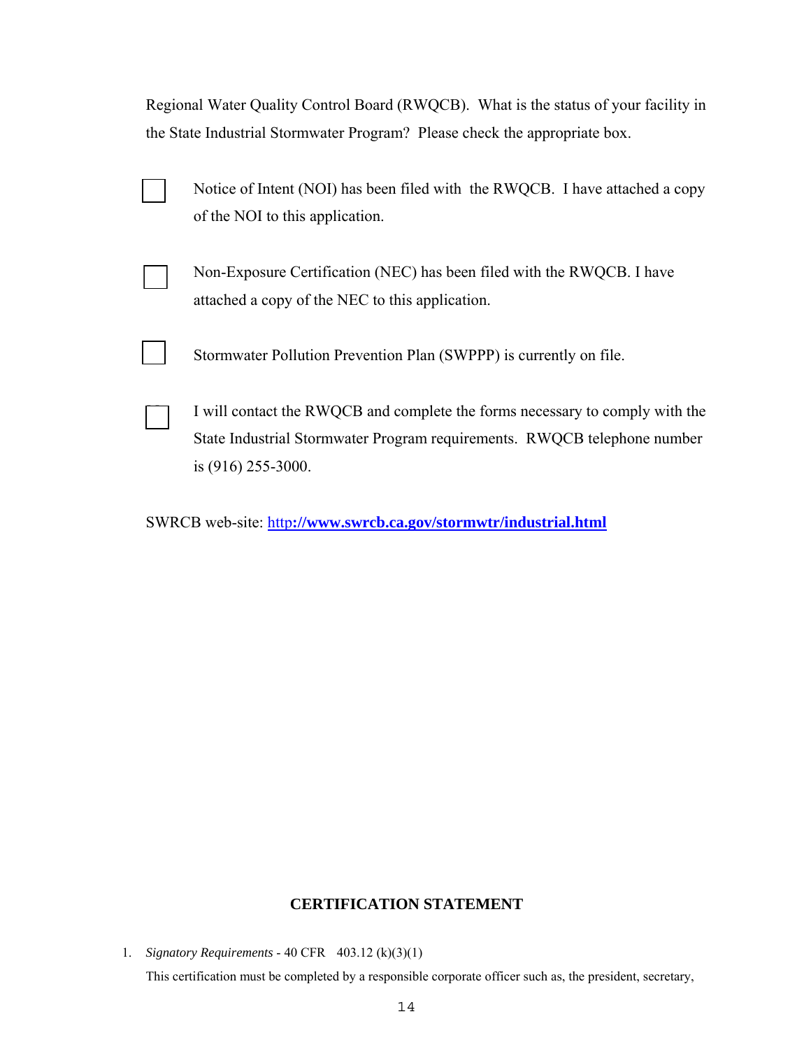Regional Water Quality Control Board (RWQCB). What is the status of your facility in the State Industrial Stormwater Program? Please check the appropriate box.

☐ Notice of Intent (NOI) has been filed with the RWQCB. I have attached a copy of the NOI to this application.

☐ Non-Exposure Certification (NEC) has been filed with the RWQCB. I have attached a copy of the NEC to this application.

☐ Stormwater Pollution Prevention Plan (SWPPP) is currently on file.

☐ I will contact the RWQCB and complete the forms necessary to comply with the State Industrial Stormwater Program requirements. RWQCB telephone number is (916) 255-3000.

SWRCB web-site: [http://www.swrcb.ca.gov/stormwtr/industrial.html](http://www.swrcb.ca.gov/stormwtr/industrial.html)

## CERTIFICATION STATEMENT

1. *Signatory Requirements* - 40 CFR 403.12 (k)(3)(1)

   This certification must be completed by a responsible corporate officer such as, the president, secretary,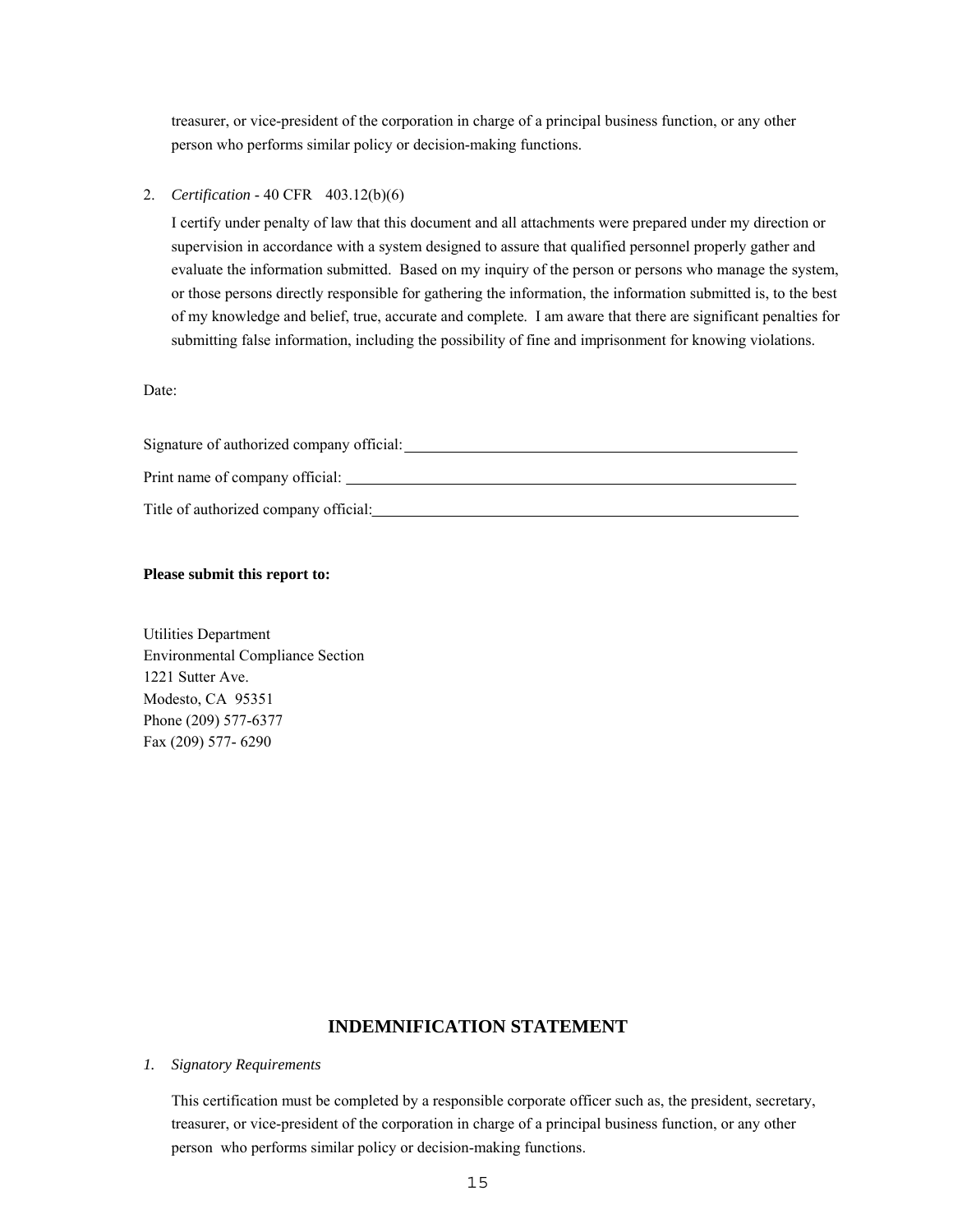treasurer, or vice-president of the corporation in charge of a principal business function, or any other person who performs similar policy or decision-making functions.

2. *Certification* - 40 CFR 403.12(b)(6)

   I certify under penalty of law that this document and all attachments were prepared under my direction or supervision in accordance with a system designed to assure that qualified personnel properly gather and evaluate the information submitted. Based on my inquiry of the person or persons who manage the system, or those persons directly responsible for gathering the information, the information submitted is, to the best of my knowledge and belief, true, accurate and complete. I am aware that there are significant penalties for submitting false information, including the possibility of fine and imprisonment for knowing violations.

Date:

Signature of authorized company official: ______________________________

Print name of company official: ______________________________

Title of authorized company official: ______________________________

**Please submit this report to:**

Utilities Department
Environmental Compliance Section
1221 Sutter Ave.
Modesto, CA 95351
Phone (209) 577-6377
Fax (209) 577- 6290

## INDEMNIFICATION STATEMENT

1. *Signatory Requirements*

   This certification must be completed by a responsible corporate officer such as, the president, secretary, treasurer, or vice-president of the corporation in charge of a principal business function, or any other person who performs similar policy or decision-making functions.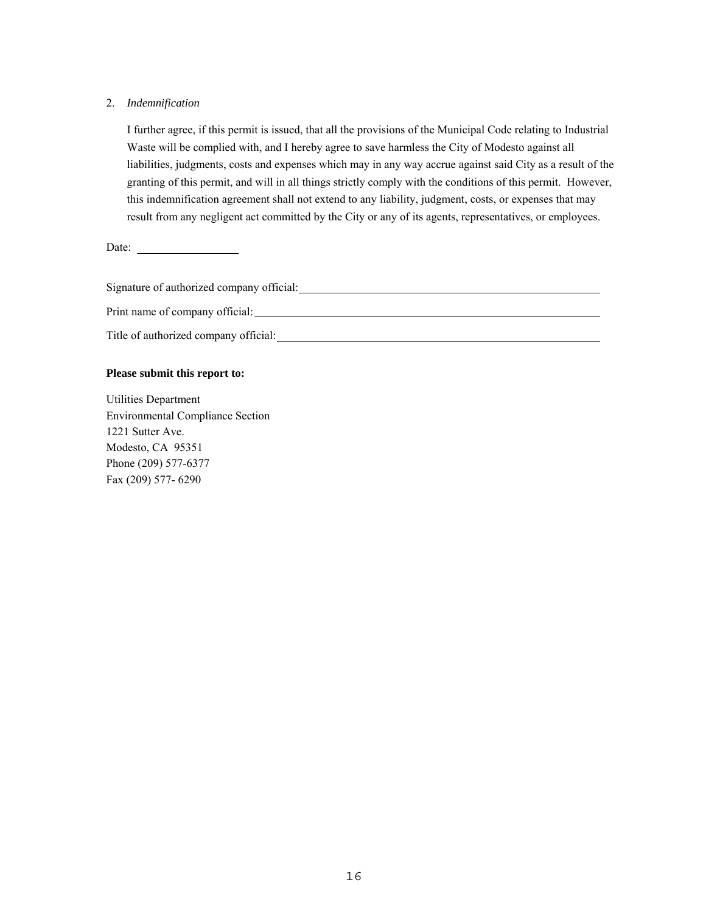2. *Indemnification*

   I further agree, if this permit is issued, that all the provisions of the Municipal Code relating to Industrial Waste will be complied with, and I hereby agree to save harmless the City of Modesto against all liabilities, judgments, costs and expenses which may in any way accrue against said City as a result of the granting of this permit, and will in all things strictly comply with the conditions of this permit. However, this indemnification agreement shall not extend to any liability, judgment, costs, or expenses that may result from any negligent act committed by the City or any of its agents, representatives, or employees.

Date: ____________________

Signature of authorized company official: ________________________________________________

Print name of company official: ________________________________________________________

Title of authorized company official: ____________________________________________________

**Please submit this report to:**

Utilities Department
Environmental Compliance Section
1221 Sutter Ave.
Modesto, CA 95351
Phone (209) 577-6377
Fax (209) 577- 6290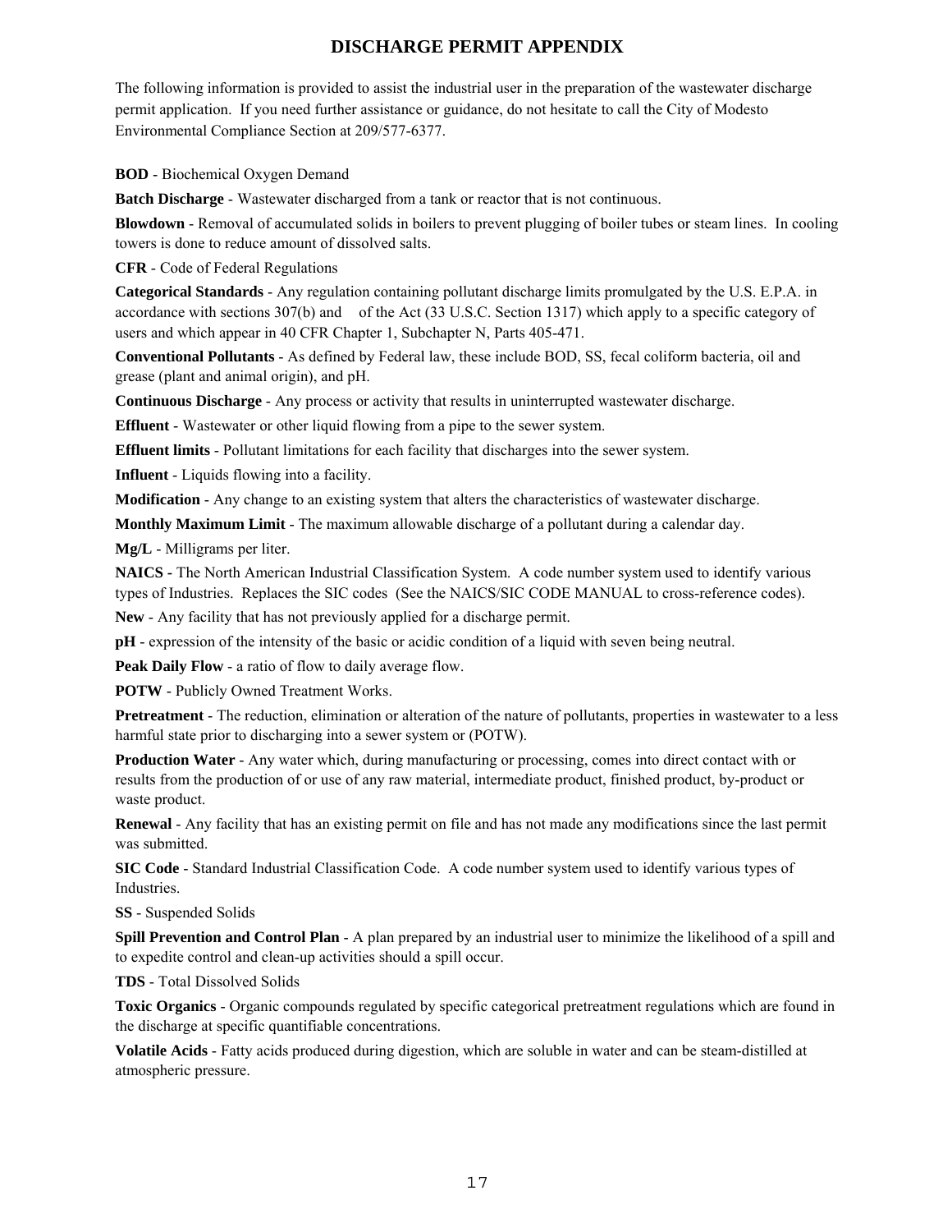# DISCHARGE PERMIT APPENDIX

The following information is provided to assist the industrial user in the preparation of the wastewater discharge permit application. If you need further assistance or guidance, do not hesitate to call the City of Modesto Environmental Compliance Section at 209/577-6377.

**BOD** - Biochemical Oxygen Demand

**Batch Discharge** - Wastewater discharged from a tank or reactor that is not continuous.

**Blowdown** - Removal of accumulated solids in boilers to prevent plugging of boiler tubes or steam lines. In cooling towers is done to reduce amount of dissolved salts.

**CFR** - Code of Federal Regulations

**Categorical Standards** - Any regulation containing pollutant discharge limits promulgated by the U.S. E.P.A. in accordance with sections 307(b) and of the Act (33 U.S.C. Section 1317) which apply to a specific category of users and which appear in 40 CFR Chapter 1, Subchapter N, Parts 405-471.

**Conventional Pollutants** - As defined by Federal law, these include BOD, SS, fecal coliform bacteria, oil and grease (plant and animal origin), and pH.

**Continuous Discharge** - Any process or activity that results in uninterrupted wastewater discharge.

**Effluent** - Wastewater or other liquid flowing from a pipe to the sewer system.

**Effluent limits** - Pollutant limitations for each facility that discharges into the sewer system.

**Influent** - Liquids flowing into a facility.

**Modification** - Any change to an existing system that alters the characteristics of wastewater discharge.

**Monthly Maximum Limit** - The maximum allowable discharge of a pollutant during a calendar day.

**Mg/L** - Milligrams per liter.

**NAICS** - The North American Industrial Classification System. A code number system used to identify various types of Industries. Replaces the SIC codes (See the NAICS/SIC CODE MANUAL to cross-reference codes).

**New** - Any facility that has not previously applied for a discharge permit.

**pH** - expression of the intensity of the basic or acidic condition of a liquid with seven being neutral.

**Peak Daily Flow** - a ratio of flow to daily average flow.

**POTW** - Publicly Owned Treatment Works.

**Pretreatment** - The reduction, elimination or alteration of the nature of pollutants, properties in wastewater to a less harmful state prior to discharging into a sewer system or (POTW).

**Production Water** - Any water which, during manufacturing or processing, comes into direct contact with or results from the production of or use of any raw material, intermediate product, finished product, by-product or waste product.

**Renewal** - Any facility that has an existing permit on file and has not made any modifications since the last permit was submitted.

**SIC Code** - Standard Industrial Classification Code. A code number system used to identify various types of Industries.

**SS** - Suspended Solids

**Spill Prevention and Control Plan** - A plan prepared by an industrial user to minimize the likelihood of a spill and to expedite control and clean-up activities should a spill occur.

**TDS** - Total Dissolved Solids

**Toxic Organics** - Organic compounds regulated by specific categorical pretreatment regulations which are found in the discharge at specific quantifiable concentrations.

**Volatile Acids** - Fatty acids produced during digestion, which are soluble in water and can be steam-distilled at atmospheric pressure.